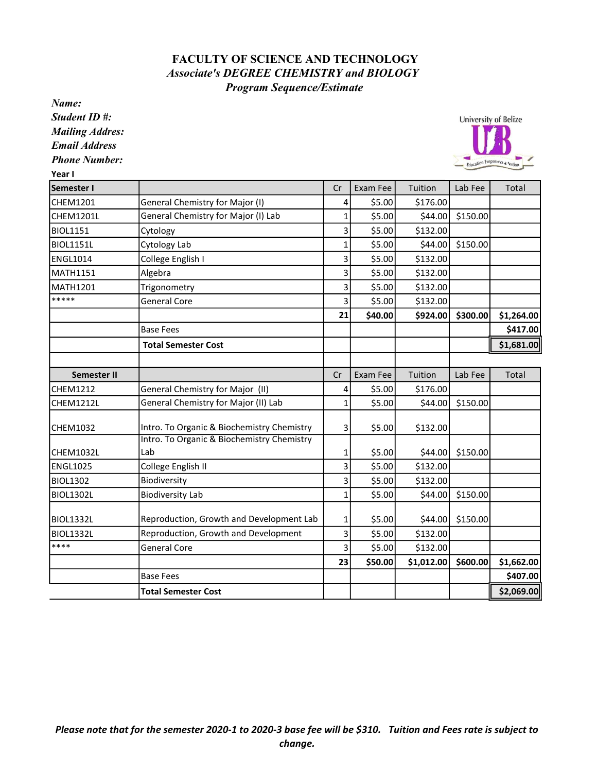# FACULTY OF SCIENCE AND TECHNOLOGY

## *Associate's DEGREE CHEMISTRY and BIOLOGY*

### *Program Sequence/Estimate*

***Name:***

***Student ID #:***

***Mailing Addres:***

***Email Address***

***Phone Number:***

**Year I**

| **Semester I** | | Cr | Exam Fee | Tuition | Lab Fee | Total |
|---|---|---|---|---|---|---|
| CHEM1201 | General Chemistry for Major (I) | 4 | $5.00 | $176.00 | | |
| CHEM1201L | General Chemistry for Major (I) Lab | 1 | $5.00 | $44.00 | $150.00 | |
| BIOL1151 | Cytology | 3 | $5.00 | $132.00 | | |
| BIOL1151L | Cytology Lab | 1 | $5.00 | $44.00 | $150.00 | |
| ENGL1014 | College English I | 3 | $5.00 | $132.00 | | |
| MATH1151 | Algebra | 3 | $5.00 | $132.00 | | |
| MATH1201 | Trigonometry | 3 | $5.00 | $132.00 | | |
| ***** | General Core | 3 | $5.00 | $132.00 | | |
| | | **21** | **$40.00** | **$924.00** | **$300.00** | **$1,264.00** |
| | Base Fees | | | | | **$417.00** |
| | **Total Semester Cost** | | | | | **$1,681.00** |

| **Semester II** | | Cr | Exam Fee | Tuition | Lab Fee | Total |
|---|---|---|---|---|---|---|
| CHEM1212 | General Chemistry for Major (II) | 4 | $5.00 | $176.00 | | |
| CHEM1212L | General Chemistry for Major (II) Lab | 1 | $5.00 | $44.00 | $150.00 | |
| CHEM1032 | Intro. To Organic & Biochemistry Chemistry | 3 | $5.00 | $132.00 | | |
| CHEM1032L | Intro. To Organic & Biochemistry Chemistry Lab | 1 | $5.00 | $44.00 | $150.00 | |
| ENGL1025 | College English II | 3 | $5.00 | $132.00 | | |
| BIOL1302 | Biodiversity | 3 | $5.00 | $132.00 | | |
| BIOL1302L | Biodiversity Lab | 1 | $5.00 | $44.00 | $150.00 | |
| BIOL1332L | Reproduction, Growth and Development Lab | 1 | $5.00 | $44.00 | $150.00 | |
| BIOL1332L | Reproduction, Growth and Development | 3 | $5.00 | $132.00 | | |
| **** | General Core | 3 | $5.00 | $132.00 | | |
| | | **23** | **$50.00** | **$1,012.00** | **$600.00** | **$1,662.00** |
| | Base Fees | | | | | **$407.00** |
| | **Total Semester Cost** | | | | | **$2,069.00** |

***Please note that for the semester 2020-1 to 2020-3 base fee will be $310. Tuition and Fees rate is subject to change.***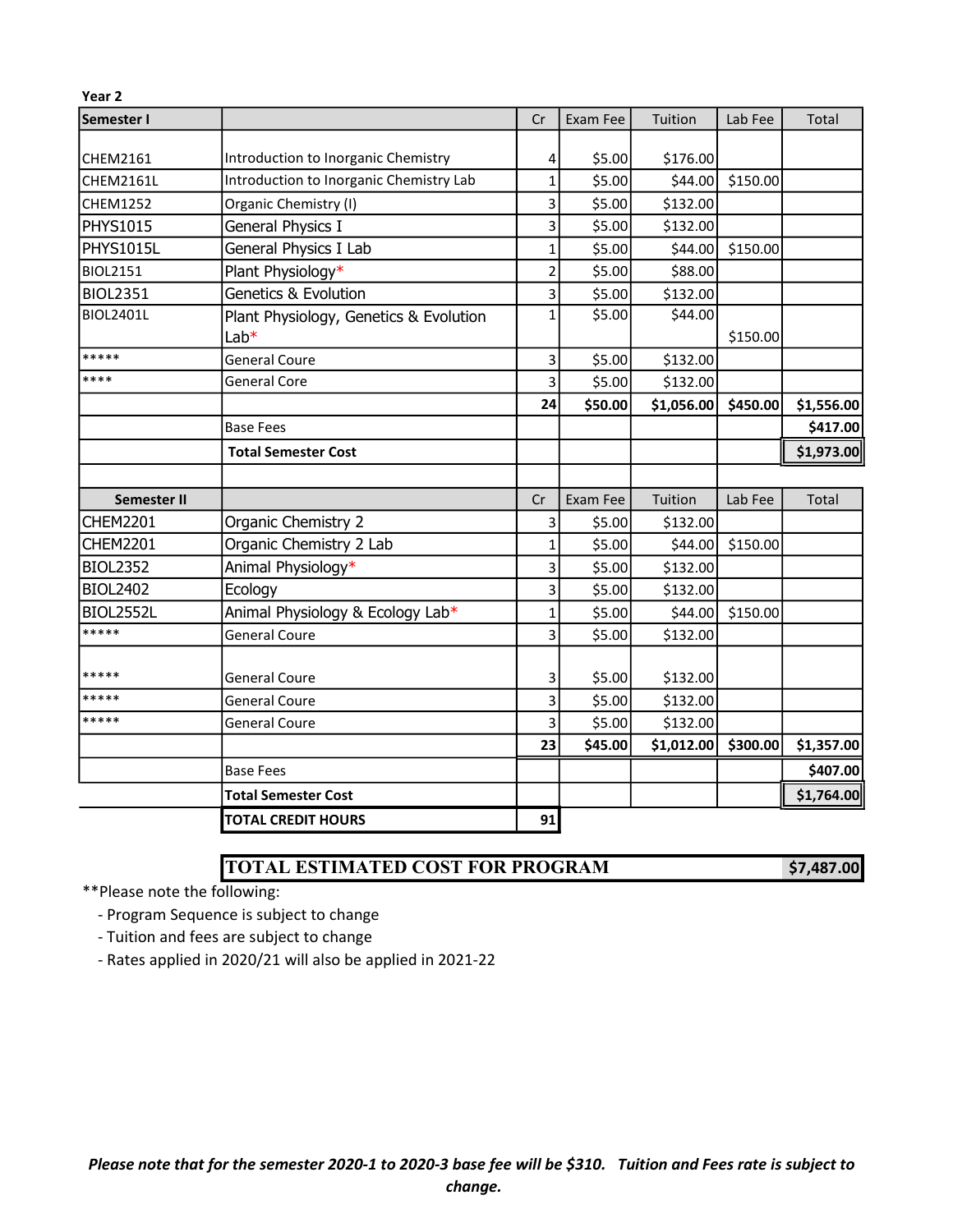**Year 2**

| Semester I | | Cr | Exam Fee | Tuition | Lab Fee | Total |
|---|---|---|---|---|---|---|
| CHEM2161 | Introduction to Inorganic Chemistry | 4 | $5.00 | $176.00 | | |
| CHEM2161L | Introduction to Inorganic Chemistry Lab | 1 | $5.00 | $44.00 | $150.00 | |
| CHEM1252 | Organic Chemistry (I) | 3 | $5.00 | $132.00 | | |
| PHYS1015 | General Physics I | 3 | $5.00 | $132.00 | | |
| PHYS1015L | General Physics I Lab | 1 | $5.00 | $44.00 | $150.00 | |
| BIOL2151 | Plant Physiology* | 2 | $5.00 | $88.00 | | |
| BIOL2351 | Genetics & Evolution | 3 | $5.00 | $132.00 | | |
| BIOL2401L | Plant Physiology, Genetics & Evolution Lab* | 1 | $5.00 | $44.00 | $150.00 | |
| ***** | General Coure | 3 | $5.00 | $132.00 | | |
| **** | General Core | 3 | $5.00 | $132.00 | | |
| | | **24** | **$50.00** | **$1,056.00** | **$450.00** | **$1,556.00** |
| | Base Fees | | | | | **$417.00** |
| | **Total Semester Cost** | | | | | **$1,973.00** |

| Semester II | | Cr | Exam Fee | Tuition | Lab Fee | Total |
|---|---|---|---|---|---|---|
| CHEM2201 | Organic Chemistry 2 | 3 | $5.00 | $132.00 | | |
| CHEM2201 | Organic Chemistry 2 Lab | 1 | $5.00 | $44.00 | $150.00 | |
| BIOL2352 | Animal Physiology* | 3 | $5.00 | $132.00 | | |
| BIOL2402 | Ecology | 3 | $5.00 | $132.00 | | |
| BIOL2552L | Animal Physiology & Ecology Lab* | 1 | $5.00 | $44.00 | $150.00 | |
| ***** | General Coure | 3 | $5.00 | $132.00 | | |
| ***** | General Coure | 3 | $5.00 | $132.00 | | |
| ***** | General Coure | 3 | $5.00 | $132.00 | | |
| ***** | General Coure | 3 | $5.00 | $132.00 | | |
| | | **23** | **$45.00** | **$1,012.00** | **$300.00** | **$1,357.00** |
| | Base Fees | | | | | **$407.00** |
| | **Total Semester Cost** | | | | | **$1,764.00** |
| | **TOTAL CREDIT HOURS** | **91** | | | | |

| **TOTAL ESTIMATED COST FOR PROGRAM** | **$7,487.00** |
|---|---|

**Please note the following:

- Program Sequence is subject to change
- Tuition and fees are subject to change
- Rates applied in 2020/21 will also be applied in 2021-22

***Please note that for the semester 2020-1 to 2020-3 base fee will be $310. Tuition and Fees rate is subject to change.***